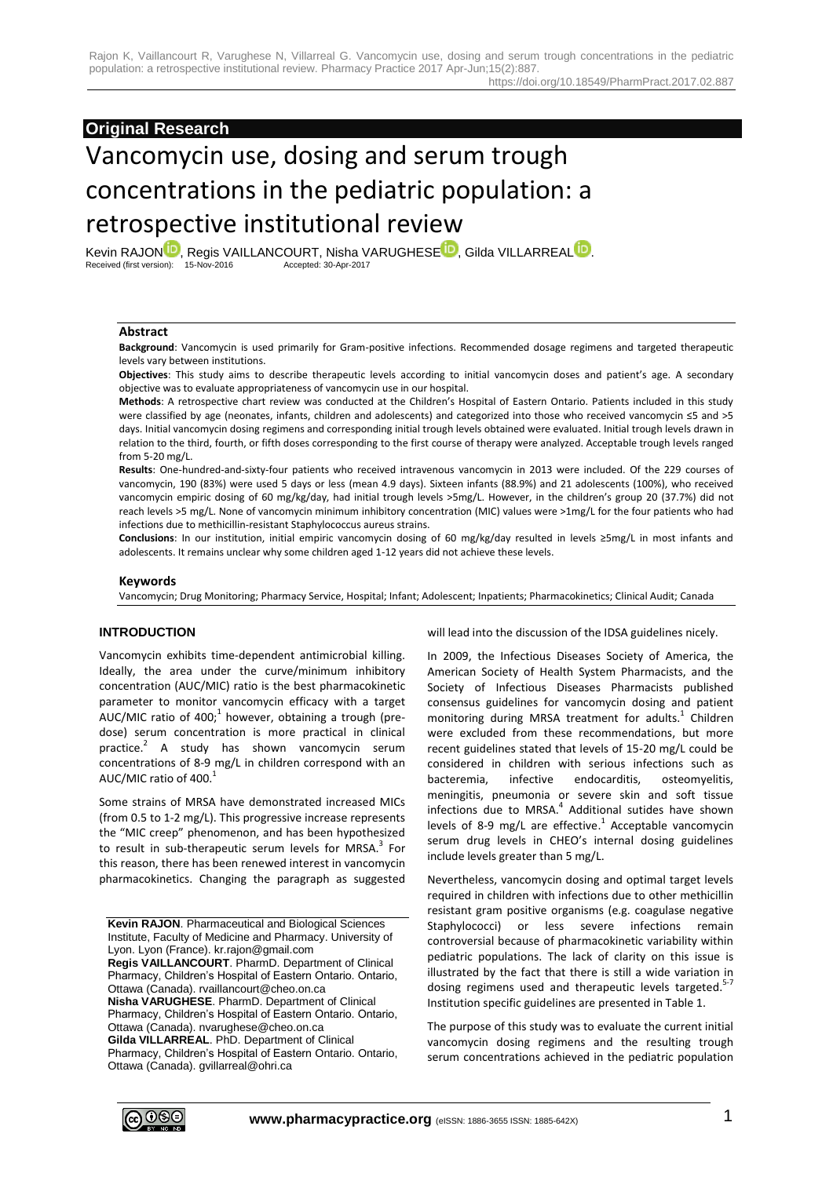## Original Research

# Vancomycin use, dosing and serum trough concentrations in the pediatric population: a retrospective institutional review

Kevin RAJON, Regis VAILLANCOURT, Nisha VARUGHESE, Gilda VILLARREAL.

Received (first version): 15-Nov-2016 Accepted: 30-Apr-2017

### Abstract

**Background**: Vancomycin is used primarily for Gram-positive infections. Recommended dosage regimens and targeted therapeutic levels vary between institutions.

**Objectives**: This study aims to describe therapeutic levels according to initial vancomycin doses and patient's age. A secondary objective was to evaluate appropriateness of vancomycin use in our hospital.

**Methods**: A retrospective chart review was conducted at the Children's Hospital of Eastern Ontario. Patients included in this study were classified by age (neonates, infants, children and adolescents) and categorized into those who received vancomycin ≤5 and >5 days. Initial vancomycin dosing regimens and corresponding initial trough levels obtained were evaluated. Initial trough levels drawn in relation to the third, fourth, or fifth doses corresponding to the first course of therapy were analyzed. Acceptable trough levels ranged from 5-20 mg/L.

**Results**: One-hundred-and-sixty-four patients who received intravenous vancomycin in 2013 were included. Of the 229 courses of vancomycin, 190 (83%) were used 5 days or less (mean 4.9 days). Sixteen infants (88.9%) and 21 adolescents (100%), who received vancomycin empiric dosing of 60 mg/kg/day, had initial trough levels >5mg/L. However, in the children's group 20 (37.7%) did not reach levels >5 mg/L. None of vancomycin minimum inhibitory concentration (MIC) values were >1mg/L for the four patients who had infections due to methicillin-resistant Staphylococcus aureus strains.

**Conclusions**: In our institution, initial empiric vancomycin dosing of 60 mg/kg/day resulted in levels ≥5mg/L in most infants and adolescents. It remains unclear why some children aged 1-12 years did not achieve these levels.

### Keywords

Vancomycin; Drug Monitoring; Pharmacy Service, Hospital; Infant; Adolescent; Inpatients; Pharmacokinetics; Clinical Audit; Canada

## INTRODUCTION

Vancomycin exhibits time-dependent antimicrobial killing. Ideally, the area under the curve/minimum inhibitory concentration (AUC/MIC) ratio is the best pharmacokinetic parameter to monitor vancomycin efficacy with a target AUC/MIC ratio of 400;[1] however, obtaining a trough (pre-dose) serum concentration is more practical in clinical practice.[2] A study has shown vancomycin serum concentrations of 8-9 mg/L in children correspond with an AUC/MIC ratio of 400.[1]

Some strains of MRSA have demonstrated increased MICs (from 0.5 to 1-2 mg/L). This progressive increase represents the "MIC creep" phenomenon, and has been hypothesized to result in sub-therapeutic serum levels for MRSA.[3] For this reason, there has been renewed interest in vancomycin pharmacokinetics. Changing the paragraph as suggested will lead into the discussion of the IDSA guidelines nicely.

In 2009, the Infectious Diseases Society of America, the American Society of Health System Pharmacists, and the Society of Infectious Diseases Pharmacists published consensus guidelines for vancomycin dosing and patient monitoring during MRSA treatment for adults.[1] Children were excluded from these recommendations, but more recent guidelines stated that levels of 15-20 mg/L could be considered in children with serious infections such as bacteremia, infective endocarditis, osteomyelitis, meningitis, pneumonia or severe skin and soft tissue infections due to MRSA.[4] Additional sutides have shown levels of 8-9 mg/L are effective.[1] Acceptable vancomycin serum drug levels in CHEO's internal dosing guidelines include levels greater than 5 mg/L.

Nevertheless, vancomycin dosing and optimal target levels required in children with infections due to other methicillin resistant gram positive organisms (e.g. coagulase negative Staphylococci) or less severe infections remain controversial because of pharmacokinetic variability within pediatric populations. The lack of clarity on this issue is illustrated by the fact that there is still a wide variation in dosing regimens used and therapeutic levels targeted.[5-7] Institution specific guidelines are presented in Table 1.

The purpose of this study was to evaluate the current initial vancomycin dosing regimens and the resulting trough serum concentrations achieved in the pediatric population

**Kevin RAJON**. Pharmaceutical and Biological Sciences Institute, Faculty of Medicine and Pharmacy. University of Lyon. Lyon (France). kr.rajon@gmail.com

**Regis VAILLANCOURT**. PharmD. Department of Clinical Pharmacy, Children's Hospital of Eastern Ontario. Ontario, Ottawa (Canada). rvaillancourt@cheo.on.ca

**Nisha VARUGHESE**. PharmD. Department of Clinical Pharmacy, Children's Hospital of Eastern Ontario. Ontario, Ottawa (Canada). nvarughese@cheo.on.ca

**Gilda VILLARREAL**. PhD. Department of Clinical Pharmacy, Children's Hospital of Eastern Ontario. Ontario, Ottawa (Canada). gvillarreal@ohri.ca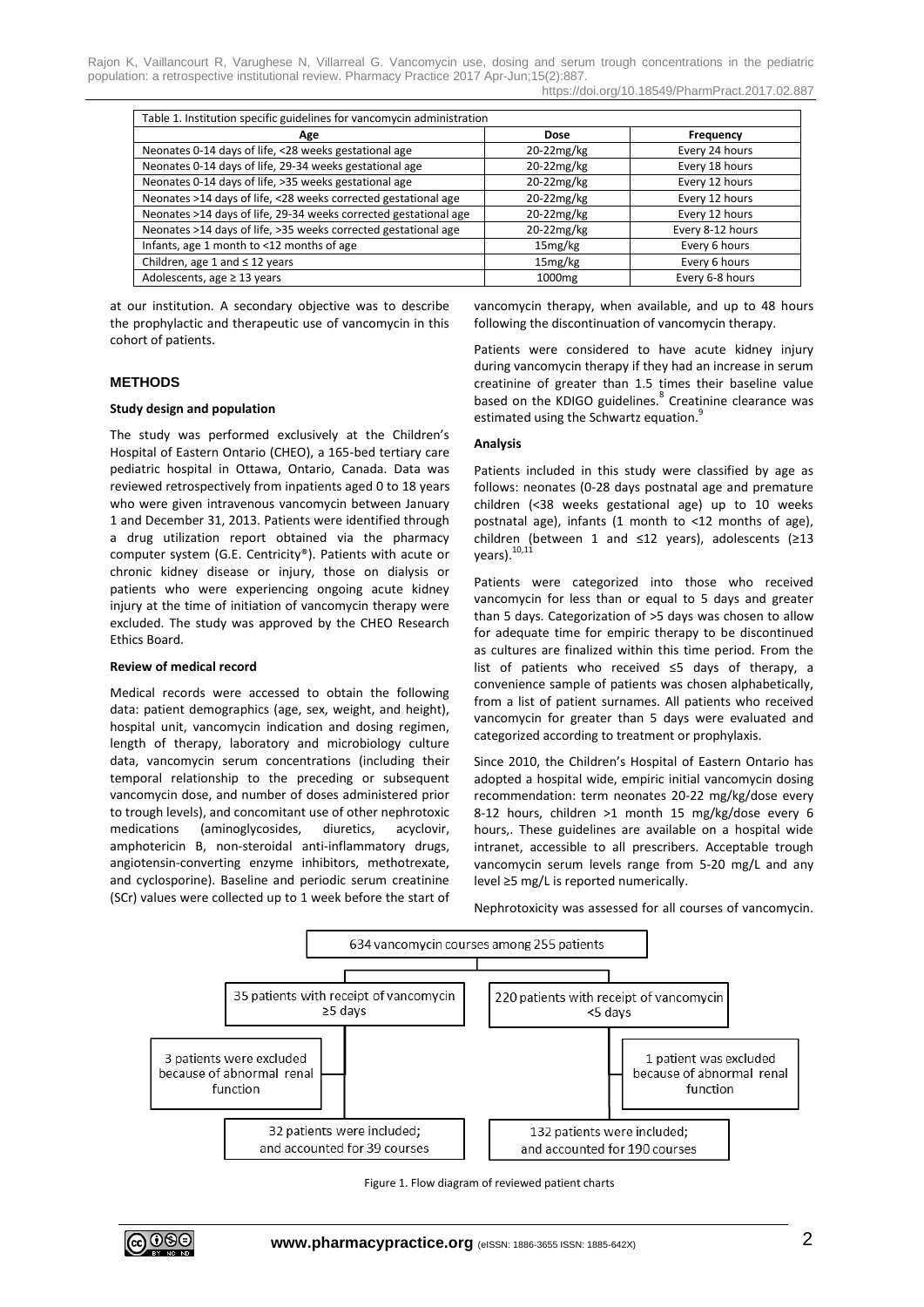Table 1. Institution specific guidelines for vancomycin administration

| Age | Dose | Frequency |
|---|---|---|
| Neonates 0-14 days of life, <28 weeks gestational age | 20-22mg/kg | Every 24 hours |
| Neonates 0-14 days of life, 29-34 weeks gestational age | 20-22mg/kg | Every 18 hours |
| Neonates 0-14 days of life, >35 weeks gestational age | 20-22mg/kg | Every 12 hours |
| Neonates >14 days of life, <28 weeks corrected gestational age | 20-22mg/kg | Every 12 hours |
| Neonates >14 days of life, 29-34 weeks corrected gestational age | 20-22mg/kg | Every 12 hours |
| Neonates >14 days of life, >35 weeks corrected gestational age | 20-22mg/kg | Every 8-12 hours |
| Infants, age 1 month to <12 months of age | 15mg/kg | Every 6 hours |
| Children, age 1 and ≤ 12 years | 15mg/kg | Every 6 hours |
| Adolescents, age ≥ 13 years | 1000mg | Every 6-8 hours |

at our institution. A secondary objective was to describe the prophylactic and therapeutic use of vancomycin in this cohort of patients.

## METHODS

### Study design and population

The study was performed exclusively at the Children's Hospital of Eastern Ontario (CHEO), a 165-bed tertiary care pediatric hospital in Ottawa, Ontario, Canada. Data was reviewed retrospectively from inpatients aged 0 to 18 years who were given intravenous vancomycin between January 1 and December 31, 2013. Patients were identified through a drug utilization report obtained via the pharmacy computer system (G.E. Centricity®). Patients with acute or chronic kidney disease or injury, those on dialysis or patients who were experiencing ongoing acute kidney injury at the time of initiation of vancomycin therapy were excluded. The study was approved by the CHEO Research Ethics Board.

### Review of medical record

Medical records were accessed to obtain the following data: patient demographics (age, sex, weight, and height), hospital unit, vancomycin indication and dosing regimen, length of therapy, laboratory and microbiology culture data, vancomycin serum concentrations (including their temporal relationship to the preceding or subsequent vancomycin dose, and number of doses administered prior to trough levels), and concomitant use of other nephrotoxic medications (aminoglycosides, diuretics, acyclovir, amphotericin B, non-steroidal anti-inflammatory drugs, angiotensin-converting enzyme inhibitors, methotrexate, and cyclosporine). Baseline and periodic serum creatinine (SCr) values were collected up to 1 week before the start of vancomycin therapy, when available, and up to 48 hours following the discontinuation of vancomycin therapy.

Patients were considered to have acute kidney injury during vancomycin therapy if they had an increase in serum creatinine of greater than 1.5 times their baseline value based on the KDIGO guidelines.[8] Creatinine clearance was estimated using the Schwartz equation.[9]

### Analysis

Patients included in this study were classified by age as follows: neonates (0-28 days postnatal age and premature children (<38 weeks gestational age) up to 10 weeks postnatal age), infants (1 month to <12 months of age), children (between 1 and ≤12 years), adolescents (≥13 years).[10,11]

Patients were categorized into those who received vancomycin for less than or equal to 5 days and greater than 5 days. Categorization of >5 days was chosen to allow for adequate time for empiric therapy to be discontinued as cultures are finalized within this time period. From the list of patients who received ≤5 days of therapy, a convenience sample of patients was chosen alphabetically, from a list of patient surnames. All patients who received vancomycin for greater than 5 days were evaluated and categorized according to treatment or prophylaxis.

Since 2010, the Children's Hospital of Eastern Ontario has adopted a hospital wide, empiric initial vancomycin dosing recommendation: term neonates 20-22 mg/kg/dose every 8-12 hours, children >1 month 15 mg/kg/dose every 6 hours,. These guidelines are available on a hospital wide intranet, accessible to all prescribers. Acceptable trough vancomycin serum levels range from 5-20 mg/L and any level ≥5 mg/L is reported numerically.

Nephrotoxicity was assessed for all courses of vancomycin.

634 vancomycin courses among 255 patients

- 35 patients with receipt of vancomycin ≥5 days
  - 3 patients were excluded because of abnormal renal function
  - 32 patients were included; and accounted for 39 courses
- 220 patients with receipt of vancomycin <5 days
  - 1 patient was excluded because of abnormal renal function
  - 132 patients were included; and accounted for 190 courses

Figure 1. Flow diagram of reviewed patient charts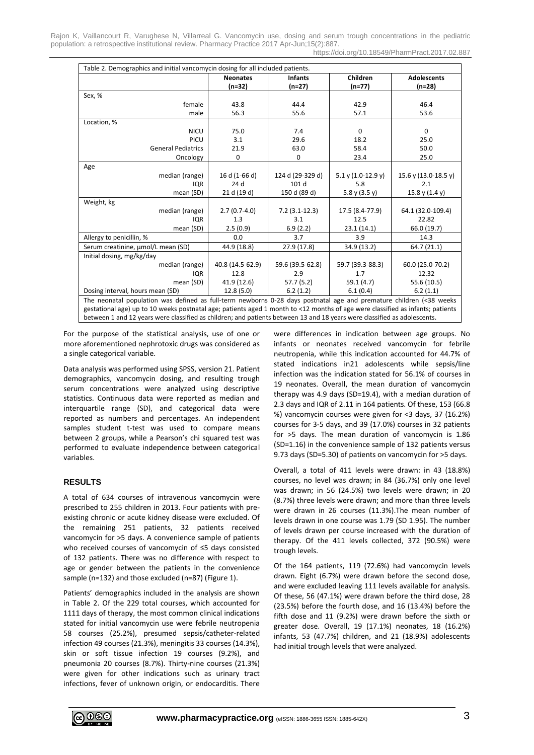Table 2. Demographics and initial vancomycin dosing for all included patients.

| | Neonates (n=32) | Infants (n=27) | Children (n=77) | Adolescents (n=28) |
|---|---|---|---|---|
| Sex, % | | | | |
| female | 43.8 | 44.4 | 42.9 | 46.4 |
| male | 56.3 | 55.6 | 57.1 | 53.6 |
| Location, % | | | | |
| NICU | 75.0 | 7.4 | 0 | 0 |
| PICU | 3.1 | 29.6 | 18.2 | 25.0 |
| General Pediatrics | 21.9 | 63.0 | 58.4 | 50.0 |
| Oncology | 0 | 0 | 23.4 | 25.0 |
| Age | | | | |
| median (range) | 16 d (1-66 d) | 124 d (29-329 d) | 5.1 y (1.0-12.9 y) | 15.6 y (13.0-18.5 y) |
| IQR | 24 d | 101 d | 5.8 | 2.1 |
| mean (SD) | 21 d (19 d) | 150 d (89 d) | 5.8 y (3.5 y) | 15.8 y (1.4 y) |
| Weight, kg | | | | |
| median (range) | 2.7 (0.7-4.0) | 7.2 (3.1-12.3) | 17.5 (8.4-77.9) | 64.1 (32.0-109.4) |
| IQR | 1.3 | 3.1 | 12.5 | 22.82 |
| mean (SD) | 2.5 (0.9) | 6.9 (2.2) | 23.1 (14.1) | 66.0 (19.7) |
| Allergy to penicillin, % | 0.0 | 3.7 | 3.9 | 14.3 |
| Serum creatinine, µmol/L mean (SD) | 44.9 (18.8) | 27.9 (17.8) | 34.9 (13.2) | 64.7 (21.1) |
| Initial dosing, mg/kg/day | | | | |
| median (range) | 40.8 (14.5-62.9) | 59.6 (39.5-62.8) | 59.7 (39.3-88.3) | 60.0 (25.0-70.2) |
| IQR | 12.8 | 2.9 | 1.7 | 12.32 |
| mean (SD) | 41.9 (12.6) | 57.7 (5.2) | 59.1 (4.7) | 55.6 (10.5) |
| Dosing interval, hours mean (SD) | 12.8 (5.0) | 6.2 (1.2) | 6.1 (0.4) | 6.2 (1.1) |

The neonatal population was defined as full-term newborns 0-28 days postnatal age and premature children (<38 weeks gestational age) up to 10 weeks postnatal age; patients aged 1 month to <12 months of age were classified as infants; patients between 1 and 12 years were classified as children; and patients between 13 and 18 years were classified as adolescents.

For the purpose of the statistical analysis, use of one or more aforementioned nephrotoxic drugs was considered as a single categorical variable.

Data analysis was performed using SPSS, version 21. Patient demographics, vancomycin dosing, and resulting trough serum concentrations were analyzed using descriptive statistics. Continuous data were reported as median and interquartile range (SD), and categorical data were reported as numbers and percentages. An independent samples student t-test was used to compare means between 2 groups, while a Pearson's chi squared test was performed to evaluate independence between categorical variables.

## RESULTS

A total of 634 courses of intravenous vancomycin were prescribed to 255 children in 2013. Four patients with pre-existing chronic or acute kidney disease were excluded. Of the remaining 251 patients, 32 patients received vancomycin for >5 days. A convenience sample of patients who received courses of vancomycin of ≤5 days consisted of 132 patients. There was no difference with respect to age or gender between the patients in the convenience sample (n=132) and those excluded (n=87) (Figure 1).

Patients' demographics included in the analysis are shown in Table 2. Of the 229 total courses, which accounted for 1111 days of therapy, the most common clinical indications stated for initial vancomycin use were febrile neutropenia 58 courses (25.2%), presumed sepsis/catheter-related infection 49 courses (21.3%), meningitis 33 courses (14.3%), skin or soft tissue infection 19 courses (9.2%), and pneumonia 20 courses (8.7%). Thirty-nine courses (21.3%) were given for other indications such as urinary tract infections, fever of unknown origin, or endocarditis. There were differences in indication between age groups. No infants or neonates received vancomycin for febrile neutropenia, while this indication accounted for 44.7% of stated indications in21 adolescents while sepsis/line infection was the indication stated for 56.1% of courses in 19 neonates. Overall, the mean duration of vancomycin therapy was 4.9 days (SD=19.4), with a median duration of 2.3 days and IQR of 2.11 in 164 patients. Of these, 153 (66.8 %) vancomycin courses were given for <3 days, 37 (16.2%) courses for 3-5 days, and 39 (17.0%) courses in 32 patients for >5 days. The mean duration of vancomycin is 1.86 (SD=1.16) in the convenience sample of 132 patients versus 9.73 days (SD=5.30) of patients on vancomycin for >5 days.

Overall, a total of 411 levels were drawn: in 43 (18.8%) courses, no level was drawn; in 84 (36.7%) only one level was drawn; in 56 (24.5%) two levels were drawn; in 20 (8.7%) three levels were drawn; and more than three levels were drawn in 26 courses (11.3%).The mean number of levels drawn in one course was 1.79 (SD 1.95). The number of levels drawn per course increased with the duration of therapy. Of the 411 levels collected, 372 (90.5%) were trough levels.

Of the 164 patients, 119 (72.6%) had vancomycin levels drawn. Eight (6.7%) were drawn before the second dose, and were excluded leaving 111 levels available for analysis. Of these, 56 (47.1%) were drawn before the third dose, 28 (23.5%) before the fourth dose, and 16 (13.4%) before the fifth dose and 11 (9.2%) were drawn before the sixth or greater dose. Overall, 19 (17.1%) neonates, 18 (16.2%) infants, 53 (47.7%) children, and 21 (18.9%) adolescents had initial trough levels that were analyzed.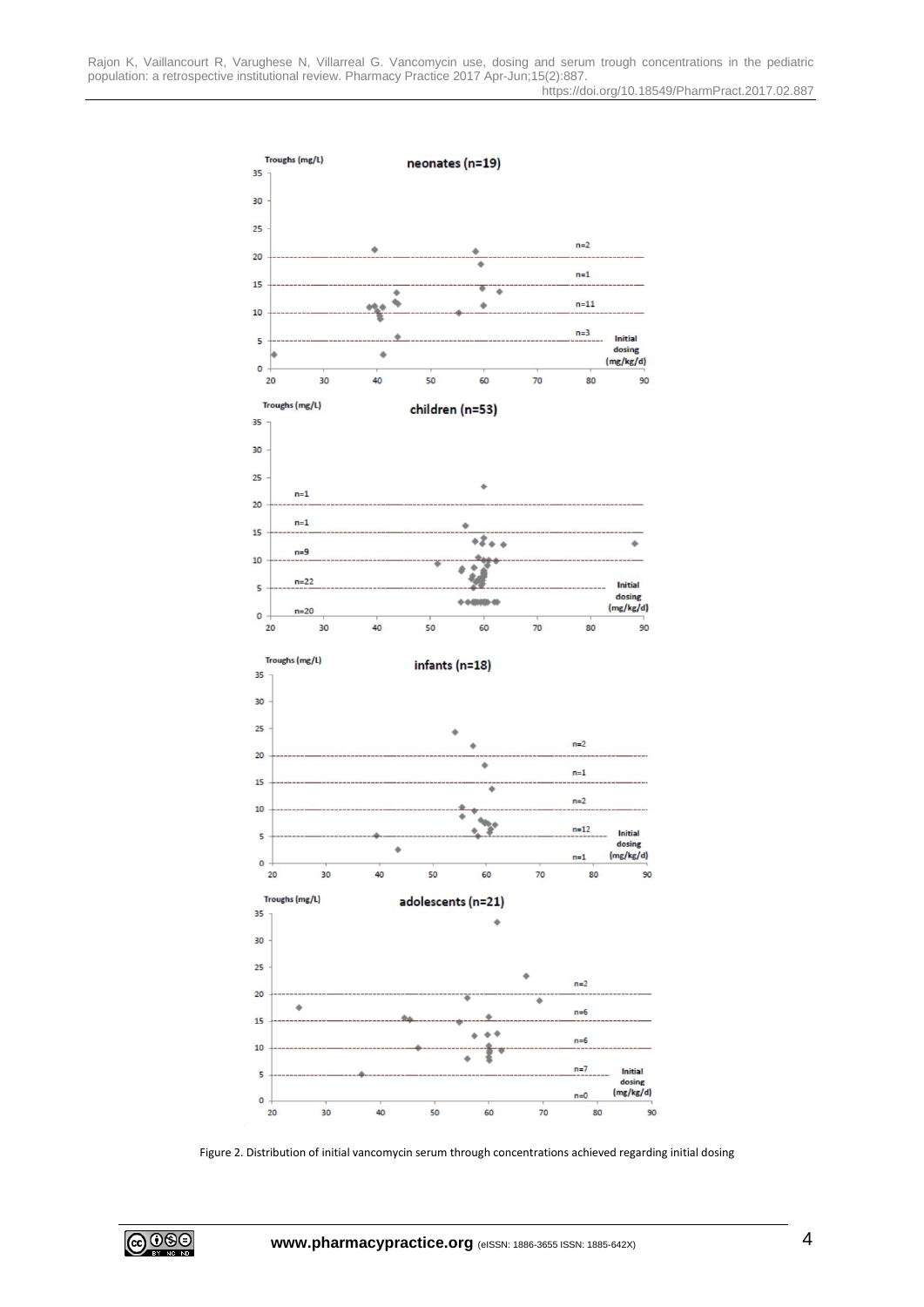Figure 2. Distribution of initial vancomycin serum through concentrations achieved regarding initial dosing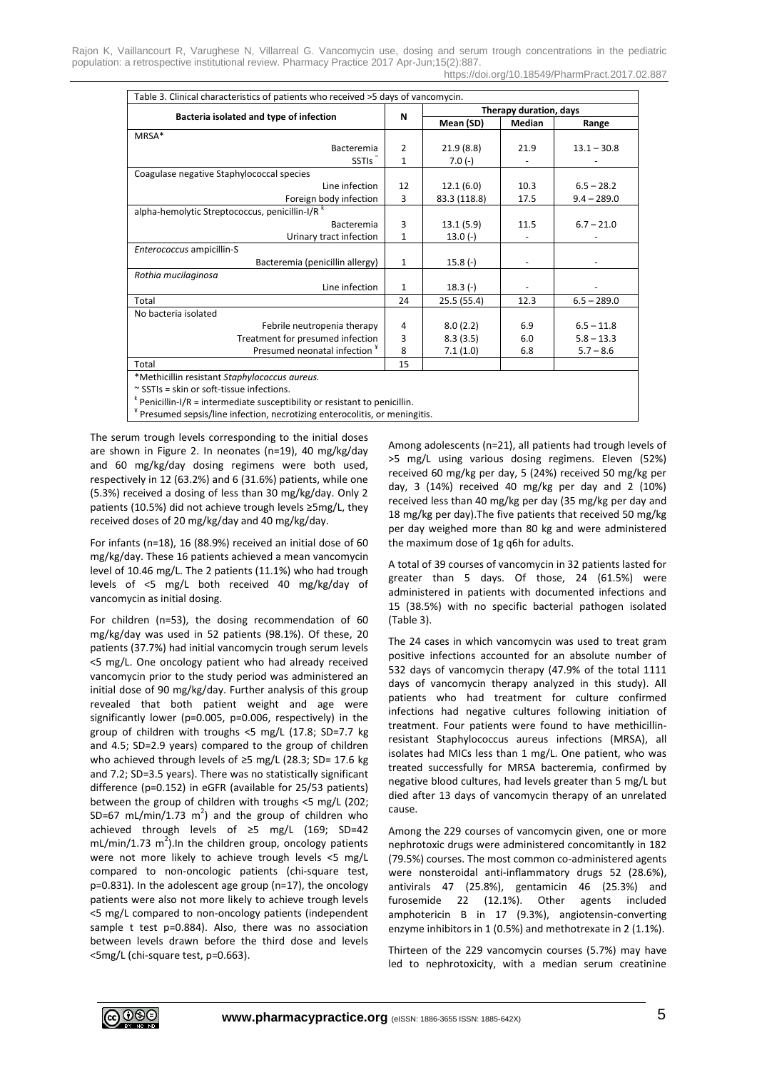Table 3. Clinical characteristics of patients who received >5 days of vancomycin.

| Bacteria isolated and type of infection | N | Therapy duration, days | | |
|---|---|---|---|---|
| | | Mean (SD) | Median | Range |
| MRSA* | | | | |
| Bacteremia | 2 | 21.9 (8.8) | 21.9 | 13.1 – 30.8 |
| SSTIs ~ | 1 | 7.0 (-) | - | - |
| Coagulase negative Staphylococcal species | | | | |
| Line infection | 12 | 12.1 (6.0) | 10.3 | 6.5 – 28.2 |
| Foreign body infection | 3 | 83.3 (118.8) | 17.5 | 9.4 – 289.0 |
| alpha-hemolytic Streptococcus, penicillin-I/R [ĸ] | | | | |
| Bacteremia | 3 | 13.1 (5.9) | 11.5 | 6.7 – 21.0 |
| Urinary tract infection | 1 | 13.0 (-) | - | - |
| *Enterococcus* ampicillin-S | | | | |
| Bacteremia (penicillin allergy) | 1 | 15.8 (-) | - | - |
| *Rothia mucilaginosa* | | | | |
| Line infection | 1 | 18.3 (-) | - | - |
| Total | 24 | 25.5 (55.4) | 12.3 | 6.5 – 289.0 |
| No bacteria isolated | | | | |
| Febrile neutropenia therapy | 4 | 8.0 (2.2) | 6.9 | 6.5 – 11.8 |
| Treatment for presumed infection | 3 | 8.3 (3.5) | 6.0 | 5.8 – 13.3 |
| Presumed neonatal infection [¥] | 8 | 7.1 (1.0) | 6.8 | 5.7 – 8.6 |
| Total | 15 | | | |

*Methicillin resistant *Staphylococcus aureus.*
~ SSTIs = skin or soft-tissue infections.
[ĸ] Penicillin-I/R = intermediate susceptibility or resistant to penicillin.
[¥] Presumed sepsis/line infection, necrotizing enterocolitis, or meningitis.

The serum trough levels corresponding to the initial doses are shown in Figure 2. In neonates (n=19), 40 mg/kg/day and 60 mg/kg/day dosing regimens were both used, respectively in 12 (63.2%) and 6 (31.6%) patients, while one (5.3%) received a dosing of less than 30 mg/kg/day. Only 2 patients (10.5%) did not achieve trough levels ≥5mg/L, they received doses of 20 mg/kg/day and 40 mg/kg/day.

For infants (n=18), 16 (88.9%) received an initial dose of 60 mg/kg/day. These 16 patients achieved a mean vancomycin level of 10.46 mg/L. The 2 patients (11.1%) who had trough levels of <5 mg/L both received 40 mg/kg/day of vancomycin as initial dosing.

For children (n=53), the dosing recommendation of 60 mg/kg/day was used in 52 patients (98.1%). Of these, 20 patients (37.7%) had initial vancomycin trough serum levels <5 mg/L. One oncology patient who had already received vancomycin prior to the study period was administered an initial dose of 90 mg/kg/day. Further analysis of this group revealed that both patient weight and age were significantly lower (p=0.005, p=0.006, respectively) in the group of children with troughs <5 mg/L (17.8; SD=7.7 kg and 4.5; SD=2.9 years) compared to the group of children who achieved through levels of ≥5 mg/L (28.3; SD= 17.6 kg and 7.2; SD=3.5 years). There was no statistically significant difference (p=0.152) in eGFR (available for 25/53 patients) between the group of children with troughs <5 mg/L (202; SD=67 mL/min/1.73 $m^2$) and the group of children who achieved through levels of ≥5 mg/L (169; SD=42 mL/min/1.73 $m^2$).In the children group, oncology patients were not more likely to achieve trough levels <5 mg/L compared to non-oncologic patients (chi-square test, p=0.831). In the adolescent age group (n=17), the oncology patients were also not more likely to achieve trough levels <5 mg/L compared to non-oncology patients (independent sample t test p=0.884). Also, there was no association between levels drawn before the third dose and levels <5mg/L (chi-square test, p=0.663).

Among adolescents (n=21), all patients had trough levels of >5 mg/L using various dosing regimens. Eleven (52%) received 60 mg/kg per day, 5 (24%) received 50 mg/kg per day, 3 (14%) received 40 mg/kg per day and 2 (10%) received less than 40 mg/kg per day (35 mg/kg per day and 18 mg/kg per day).The five patients that received 50 mg/kg per day weighed more than 80 kg and were administered the maximum dose of 1g q6h for adults.

A total of 39 courses of vancomycin in 32 patients lasted for greater than 5 days. Of those, 24 (61.5%) were administered in patients with documented infections and 15 (38.5%) with no specific bacterial pathogen isolated (Table 3).

The 24 cases in which vancomycin was used to treat gram positive infections accounted for an absolute number of 532 days of vancomycin therapy (47.9% of the total 1111 days of vancomycin therapy analyzed in this study). All patients who had treatment for culture confirmed infections had negative cultures following initiation of treatment. Four patients were found to have methicillin-resistant Staphylococcus aureus infections (MRSA), all isolates had MICs less than 1 mg/L. One patient, who was treated successfully for MRSA bacteremia, confirmed by negative blood cultures, had levels greater than 5 mg/L but died after 13 days of vancomycin therapy of an unrelated cause.

Among the 229 courses of vancomycin given, one or more nephrotoxic drugs were administered concomitantly in 182 (79.5%) courses. The most common co-administered agents were nonsteroidal anti-inflammatory drugs 52 (28.6%), antivirals 47 (25.8%), gentamicin 46 (25.3%) and furosemide 22 (12.1%). Other agents included amphotericin B in 17 (9.3%), angiotensin-converting enzyme inhibitors in 1 (0.5%) and methotrexate in 2 (1.1%).

Thirteen of the 229 vancomycin courses (5.7%) may have led to nephrotoxicity, with a median serum creatinine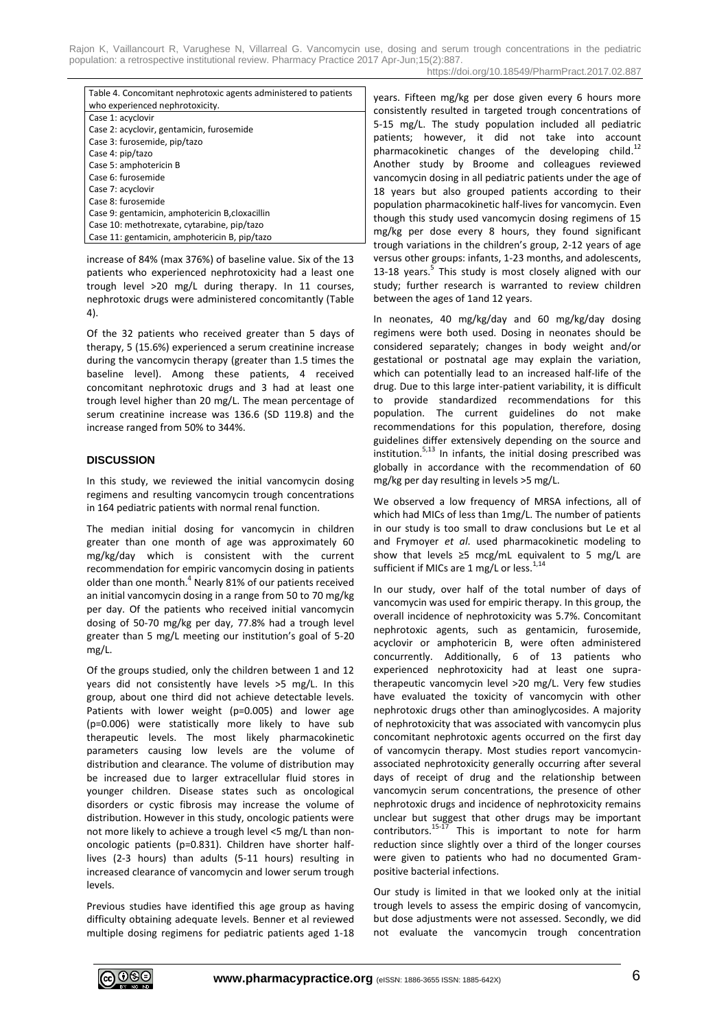| Table 4. Concomitant nephrotoxic agents administered to patients who experienced nephrotoxicity. |
| --- |
| Case 1: acyclovir |
| Case 2: acyclovir, gentamicin, furosemide |
| Case 3: furosemide, pip/tazo |
| Case 4: pip/tazo |
| Case 5: amphotericin B |
| Case 6: furosemide |
| Case 7: acyclovir |
| Case 8: furosemide |
| Case 9: gentamicin, amphotericin B,cloxacillin |
| Case 10: methotrexate, cytarabine, pip/tazo |
| Case 11: gentamicin, amphotericin B, pip/tazo |

increase of 84% (max 376%) of baseline value. Six of the 13 patients who experienced nephrotoxicity had a least one trough level >20 mg/L during therapy. In 11 courses, nephrotoxic drugs were administered concomitantly (Table 4).

Of the 32 patients who received greater than 5 days of therapy, 5 (15.6%) experienced a serum creatinine increase during the vancomycin therapy (greater than 1.5 times the baseline level). Among these patients, 4 received concomitant nephrotoxic drugs and 3 had at least one trough level higher than 20 mg/L. The mean percentage of serum creatinine increase was 136.6 (SD 119.8) and the increase ranged from 50% to 344%.

## DISCUSSION

In this study, we reviewed the initial vancomycin dosing regimens and resulting vancomycin trough concentrations in 164 pediatric patients with normal renal function.

The median initial dosing for vancomycin in children greater than one month of age was approximately 60 mg/kg/day which is consistent with the current recommendation for empiric vancomycin dosing in patients older than one month.[4] Nearly 81% of our patients received an initial vancomycin dosing in a range from 50 to 70 mg/kg per day. Of the patients who received initial vancomycin dosing of 50-70 mg/kg per day, 77.8% had a trough level greater than 5 mg/L meeting our institution's goal of 5-20 mg/L.

Of the groups studied, only the children between 1 and 12 years did not consistently have levels >5 mg/L. In this group, about one third did not achieve detectable levels. Patients with lower weight (p=0.005) and lower age (p=0.006) were statistically more likely to have sub therapeutic levels. The most likely pharmacokinetic parameters causing low levels are the volume of distribution and clearance. The volume of distribution may be increased due to larger extracellular fluid stores in younger children. Disease states such as oncological disorders or cystic fibrosis may increase the volume of distribution. However in this study, oncologic patients were not more likely to achieve a trough level <5 mg/L than non-oncologic patients (p=0.831). Children have shorter half-lives (2-3 hours) than adults (5-11 hours) resulting in increased clearance of vancomycin and lower serum trough levels.

Previous studies have identified this age group as having difficulty obtaining adequate levels. Benner et al reviewed multiple dosing regimens for pediatric patients aged 1-18 years. Fifteen mg/kg per dose given every 6 hours more consistently resulted in targeted trough concentrations of 5-15 mg/L. The study population included all pediatric patients; however, it did not take into account pharmacokinetic changes of the developing child.[12] Another study by Broome and colleagues reviewed vancomycin dosing in all pediatric patients under the age of 18 years but also grouped patients according to their population pharmacokinetic half-lives for vancomycin. Even though this study used vancomycin dosing regimens of 15 mg/kg per dose every 8 hours, they found significant trough variations in the children's group, 2-12 years of age versus other groups: infants, 1-23 months, and adolescents, 13-18 years.[5] This study is most closely aligned with our study; further research is warranted to review children between the ages of 1and 12 years.

In neonates, 40 mg/kg/day and 60 mg/kg/day dosing regimens were both used. Dosing in neonates should be considered separately; changes in body weight and/or gestational or postnatal age may explain the variation, which can potentially lead to an increased half-life of the drug. Due to this large inter-patient variability, it is difficult to provide standardized recommendations for this population. The current guidelines do not make recommendations for this population, therefore, dosing guidelines differ extensively depending on the source and institution.[5,13] In infants, the initial dosing prescribed was globally in accordance with the recommendation of 60 mg/kg per day resulting in levels >5 mg/L.

We observed a low frequency of MRSA infections, all of which had MICs of less than 1mg/L. The number of patients in our study is too small to draw conclusions but Le et al and Frymoyer *et al*. used pharmacokinetic modeling to show that levels ≥5 mcg/mL equivalent to 5 mg/L are sufficient if MICs are 1 mg/L or less.[1,14]

In our study, over half of the total number of days of vancomycin was used for empiric therapy. In this group, the overall incidence of nephrotoxicity was 5.7%. Concomitant nephrotoxic agents, such as gentamicin, furosemide, acyclovir or amphotericin B, were often administered concurrently. Additionally, 6 of 13 patients who experienced nephrotoxicity had at least one supra-therapeutic vancomycin level >20 mg/L. Very few studies have evaluated the toxicity of vancomycin with other nephrotoxic drugs other than aminoglycosides. A majority of nephrotoxicity that was associated with vancomycin plus concomitant nephrotoxic agents occurred on the first day of vancomycin therapy. Most studies report vancomycin-associated nephrotoxicity generally occurring after several days of receipt of drug and the relationship between vancomycin serum concentrations, the presence of other nephrotoxic drugs and incidence of nephrotoxicity remains unclear but suggest that other drugs may be important contributors.[15-17] This is important to note for harm reduction since slightly over a third of the longer courses were given to patients who had no documented Gram-positive bacterial infections.

Our study is limited in that we looked only at the initial trough levels to assess the empiric dosing of vancomycin, but dose adjustments were not assessed. Secondly, we did not evaluate the vancomycin trough concentration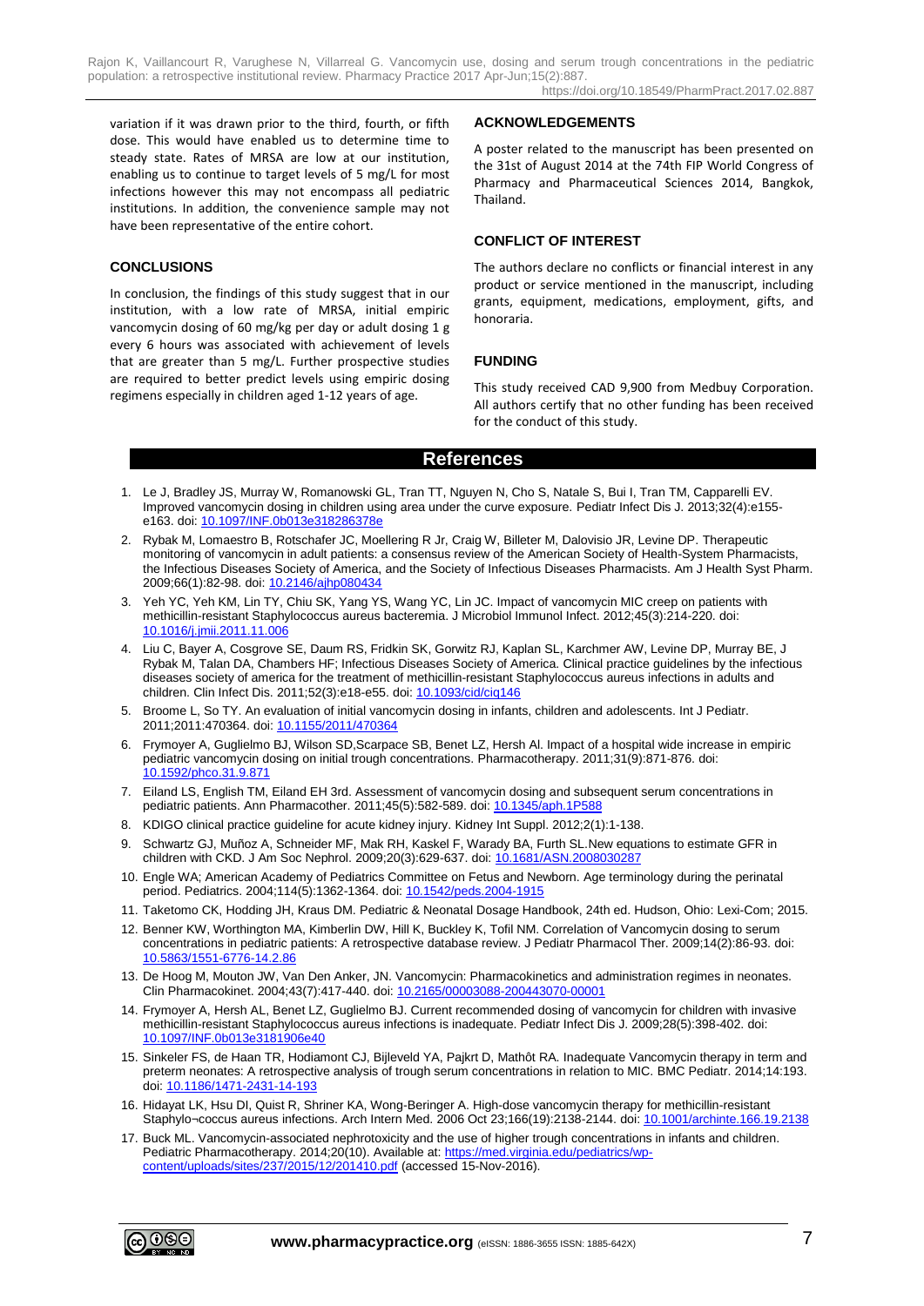variation if it was drawn prior to the third, fourth, or fifth dose. This would have enabled us to determine time to steady state. Rates of MRSA are low at our institution, enabling us to continue to target levels of 5 mg/L for most infections however this may not encompass all pediatric institutions. In addition, the convenience sample may not have been representative of the entire cohort.

## CONCLUSIONS

In conclusion, the findings of this study suggest that in our institution, with a low rate of MRSA, initial empiric vancomycin dosing of 60 mg/kg per day or adult dosing 1 g every 6 hours was associated with achievement of levels that are greater than 5 mg/L. Further prospective studies are required to better predict levels using empiric dosing regimens especially in children aged 1-12 years of age.

## ACKNOWLEDGEMENTS

A poster related to the manuscript has been presented on the 31st of August 2014 at the 74th FIP World Congress of Pharmacy and Pharmaceutical Sciences 2014, Bangkok, Thailand.

## CONFLICT OF INTEREST

The authors declare no conflicts or financial interest in any product or service mentioned in the manuscript, including grants, equipment, medications, employment, gifts, and honoraria.

## FUNDING

This study received CAD 9,900 from Medbuy Corporation. All authors certify that no other funding has been received for the conduct of this study.

## References

1. Le J, Bradley JS, Murray W, Romanowski GL, Tran TT, Nguyen N, Cho S, Natale S, Bui I, Tran TM, Capparelli EV. Improved vancomycin dosing in children using area under the curve exposure. Pediatr Infect Dis J. 2013;32(4):e155-e163. doi: 10.1097/INF.0b013e318286378e
2. Rybak M, Lomaestro B, Rotschafer JC, Moellering R Jr, Craig W, Billeter M, Dalovisio JR, Levine DP. Therapeutic monitoring of vancomycin in adult patients: a consensus review of the American Society of Health-System Pharmacists, the Infectious Diseases Society of America, and the Society of Infectious Diseases Pharmacists. Am J Health Syst Pharm. 2009;66(1):82-98. doi: 10.2146/ajhp080434
3. Yeh YC, Yeh KM, Lin TY, Chiu SK, Yang YS, Wang YC, Lin JC. Impact of vancomycin MIC creep on patients with methicillin-resistant Staphylococcus aureus bacteremia. J Microbiol Immunol Infect. 2012;45(3):214-220. doi: 10.1016/j.jmii.2011.11.006
4. Liu C, Bayer A, Cosgrove SE, Daum RS, Fridkin SK, Gorwitz RJ, Kaplan SL, Karchmer AW, Levine DP, Murray BE, J Rybak M, Talan DA, Chambers HF; Infectious Diseases Society of America. Clinical practice guidelines by the infectious diseases society of america for the treatment of methicillin-resistant Staphylococcus aureus infections in adults and children. Clin Infect Dis. 2011;52(3):e18-e55. doi: 10.1093/cid/ciq146
5. Broome L, So TY. An evaluation of initial vancomycin dosing in infants, children and adolescents. Int J Pediatr. 2011;2011:470364. doi: 10.1155/2011/470364
6. Frymoyer A, Guglielmo BJ, Wilson SD,Scarpace SB, Benet LZ, Hersh Al. Impact of a hospital wide increase in empiric pediatric vancomycin dosing on initial trough concentrations. Pharmacotherapy. 2011;31(9):871-876. doi: 10.1592/phco.31.9.871
7. Eiland LS, English TM, Eiland EH 3rd. Assessment of vancomycin dosing and subsequent serum concentrations in pediatric patients. Ann Pharmacother. 2011;45(5):582-589. doi: 10.1345/aph.1P588
8. KDIGO clinical practice guideline for acute kidney injury. Kidney Int Suppl. 2012;2(1):1-138.
9. Schwartz GJ, Muñoz A, Schneider MF, Mak RH, Kaskel F, Warady BA, Furth SL.New equations to estimate GFR in children with CKD. J Am Soc Nephrol. 2009;20(3):629-637. doi: 10.1681/ASN.2008030287
10. Engle WA; American Academy of Pediatrics Committee on Fetus and Newborn. Age terminology during the perinatal period. Pediatrics. 2004;114(5):1362-1364. doi: 10.1542/peds.2004-1915
11. Taketomo CK, Hodding JH, Kraus DM. Pediatric & Neonatal Dosage Handbook, 24th ed. Hudson, Ohio: Lexi-Com; 2015.
12. Benner KW, Worthington MA, Kimberlin DW, Hill K, Buckley K, Tofil NM. Correlation of Vancomycin dosing to serum concentrations in pediatric patients: A retrospective database review. J Pediatr Pharmacol Ther. 2009;14(2):86-93. doi: 10.5863/1551-6776-14.2.86
13. De Hoog M, Mouton JW, Van Den Anker, JN. Vancomycin: Pharmacokinetics and administration regimes in neonates. Clin Pharmacokinet. 2004;43(7):417-440. doi: 10.2165/00003088-200443070-00001
14. Frymoyer A, Hersh AL, Benet LZ, Guglielmo BJ. Current recommended dosing of vancomycin for children with invasive methicillin-resistant Staphylococcus aureus infections is inadequate. Pediatr Infect Dis J. 2009;28(5):398-402. doi: 10.1097/INF.0b013e3181906e40
15. Sinkeler FS, de Haan TR, Hodiamont CJ, Bijleveld YA, Pajkrt D, Mathôt RA. Inadequate Vancomycin therapy in term and preterm neonates: A retrospective analysis of trough serum concentrations in relation to MIC. BMC Pediatr. 2014;14:193. doi: 10.1186/1471-2431-14-193
16. Hidayat LK, Hsu DI, Quist R, Shriner KA, Wong-Beringer A. High-dose vancomycin therapy for methicillin-resistant Staphylo¬coccus aureus infections. Arch Intern Med. 2006 Oct 23;166(19):2138-2144. doi: 10.1001/archinte.166.19.2138
17. Buck ML. Vancomycin-associated nephrotoxicity and the use of higher trough concentrations in infants and children. Pediatric Pharmacotherapy. 2014;20(10). Available at: https://med.virginia.edu/pediatrics/wp-content/uploads/sites/237/2015/12/201410.pdf (accessed 15-Nov-2016).